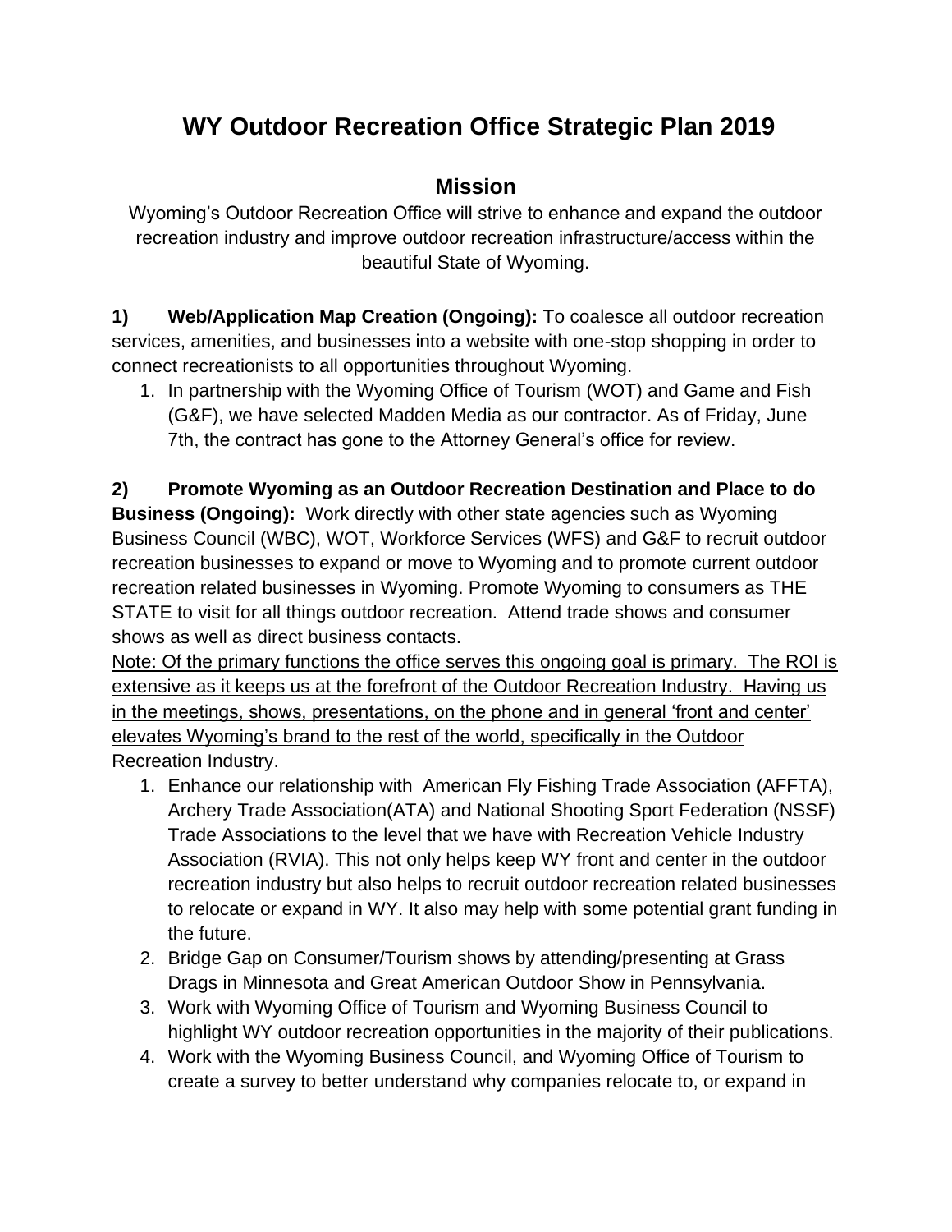# WY Outdoor Recreation Office Strategic Plan 2019

## Mission

Wyoming's Outdoor Recreation Office will strive to enhance and expand the outdoor recreation industry and improve outdoor recreation infrastructure/access within the beautiful State of Wyoming.

**1) Web/Application Map Creation (Ongoing):** To coalesce all outdoor recreation services, amenities, and businesses into a website with one-stop shopping in order to connect recreationists to all opportunities throughout Wyoming.

1. In partnership with the Wyoming Office of Tourism (WOT) and Game and Fish (G&F), we have selected Madden Media as our contractor. As of Friday, June 7th, the contract has gone to the Attorney General's office for review.

**2) Promote Wyoming as an Outdoor Recreation Destination and Place to do Business (Ongoing):** Work directly with other state agencies such as Wyoming Business Council (WBC), WOT, Workforce Services (WFS) and G&F to recruit outdoor recreation businesses to expand or move to Wyoming and to promote current outdoor recreation related businesses in Wyoming. Promote Wyoming to consumers as THE STATE to visit for all things outdoor recreation. Attend trade shows and consumer shows as well as direct business contacts.

<u>Note: Of the primary functions the office serves this ongoing goal is primary. The ROI is extensive as it keeps us at the forefront of the Outdoor Recreation Industry. Having us in the meetings, shows, presentations, on the phone and in general 'front and center' elevates Wyoming's brand to the rest of the world, specifically in the Outdoor Recreation Industry.</u>

1. Enhance our relationship with American Fly Fishing Trade Association (AFFTA), Archery Trade Association(ATA) and National Shooting Sport Federation (NSSF) Trade Associations to the level that we have with Recreation Vehicle Industry Association (RVIA). This not only helps keep WY front and center in the outdoor recreation industry but also helps to recruit outdoor recreation related businesses to relocate or expand in WY. It also may help with some potential grant funding in the future.
2. Bridge Gap on Consumer/Tourism shows by attending/presenting at Grass Drags in Minnesota and Great American Outdoor Show in Pennsylvania.
3. Work with Wyoming Office of Tourism and Wyoming Business Council to highlight WY outdoor recreation opportunities in the majority of their publications.
4. Work with the Wyoming Business Council, and Wyoming Office of Tourism to create a survey to better understand why companies relocate to, or expand in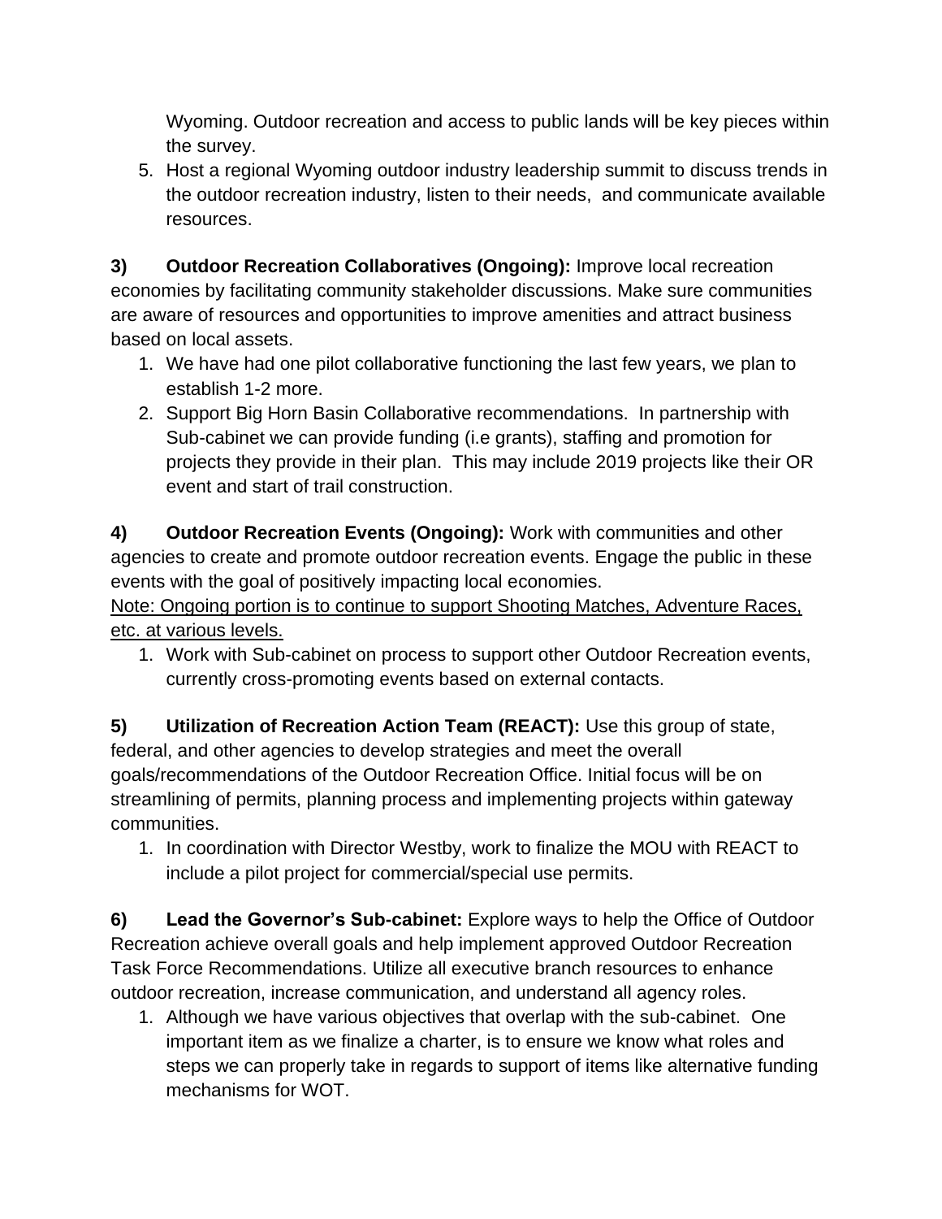Wyoming. Outdoor recreation and access to public lands will be key pieces within the survey.

5. Host a regional Wyoming outdoor industry leadership summit to discuss trends in the outdoor recreation industry, listen to their needs, and communicate available resources.

**3) Outdoor Recreation Collaboratives (Ongoing):** Improve local recreation economies by facilitating community stakeholder discussions. Make sure communities are aware of resources and opportunities to improve amenities and attract business based on local assets.

1. We have had one pilot collaborative functioning the last few years, we plan to establish 1-2 more.
2. Support Big Horn Basin Collaborative recommendations. In partnership with Sub-cabinet we can provide funding (i.e grants), staffing and promotion for projects they provide in their plan. This may include 2019 projects like their OR event and start of trail construction.

**4) Outdoor Recreation Events (Ongoing):** Work with communities and other agencies to create and promote outdoor recreation events. Engage the public in these events with the goal of positively impacting local economies.
<u>Note: Ongoing portion is to continue to support Shooting Matches, Adventure Races, etc. at various levels.</u>

1. Work with Sub-cabinet on process to support other Outdoor Recreation events, currently cross-promoting events based on external contacts.

**5) Utilization of Recreation Action Team (REACT):** Use this group of state, federal, and other agencies to develop strategies and meet the overall goals/recommendations of the Outdoor Recreation Office. Initial focus will be on streamlining of permits, planning process and implementing projects within gateway communities.

1. In coordination with Director Westby, work to finalize the MOU with REACT to include a pilot project for commercial/special use permits.

**6) Lead the Governor's Sub-cabinet:** Explore ways to help the Office of Outdoor Recreation achieve overall goals and help implement approved Outdoor Recreation Task Force Recommendations. Utilize all executive branch resources to enhance outdoor recreation, increase communication, and understand all agency roles.

1. Although we have various objectives that overlap with the sub-cabinet. One important item as we finalize a charter, is to ensure we know what roles and steps we can properly take in regards to support of items like alternative funding mechanisms for WOT.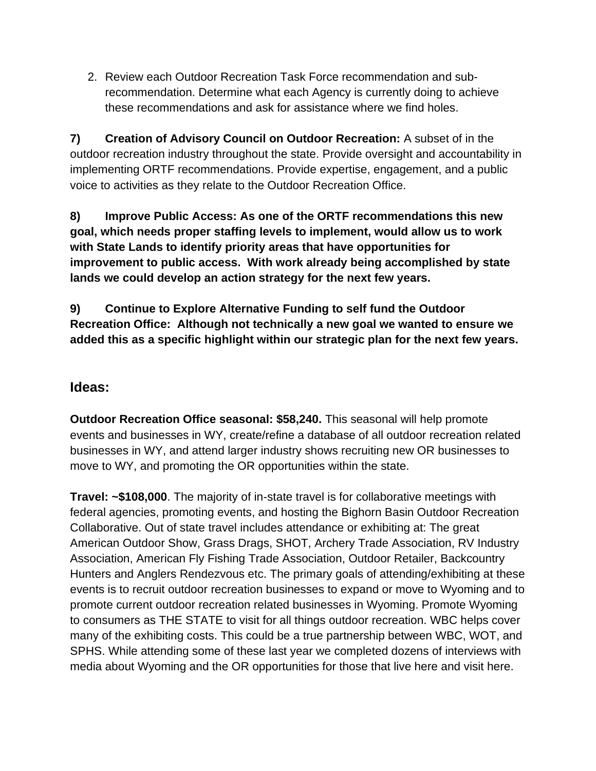2. Review each Outdoor Recreation Task Force recommendation and sub-recommendation. Determine what each Agency is currently doing to achieve these recommendations and ask for assistance where we find holes.

**7) Creation of Advisory Council on Outdoor Recreation:** A subset of in the outdoor recreation industry throughout the state. Provide oversight and accountability in implementing ORTF recommendations. Provide expertise, engagement, and a public voice to activities as they relate to the Outdoor Recreation Office.

**8) Improve Public Access: As one of the ORTF recommendations this new goal, which needs proper staffing levels to implement, would allow us to work with State Lands to identify priority areas that have opportunities for improvement to public access. With work already being accomplished by state lands we could develop an action strategy for the next few years.**

**9) Continue to Explore Alternative Funding to self fund the Outdoor Recreation Office: Although not technically a new goal we wanted to ensure we added this as a specific highlight within our strategic plan for the next few years.**

## Ideas:

**Outdoor Recreation Office seasonal: $58,240.** This seasonal will help promote events and businesses in WY, create/refine a database of all outdoor recreation related businesses in WY, and attend larger industry shows recruiting new OR businesses to move to WY, and promoting the OR opportunities within the state.

**Travel: ~$108,000**. The majority of in-state travel is for collaborative meetings with federal agencies, promoting events, and hosting the Bighorn Basin Outdoor Recreation Collaborative. Out of state travel includes attendance or exhibiting at: The great American Outdoor Show, Grass Drags, SHOT, Archery Trade Association, RV Industry Association, American Fly Fishing Trade Association, Outdoor Retailer, Backcountry Hunters and Anglers Rendezvous etc. The primary goals of attending/exhibiting at these events is to recruit outdoor recreation businesses to expand or move to Wyoming and to promote current outdoor recreation related businesses in Wyoming. Promote Wyoming to consumers as THE STATE to visit for all things outdoor recreation. WBC helps cover many of the exhibiting costs. This could be a true partnership between WBC, WOT, and SPHS. While attending some of these last year we completed dozens of interviews with media about Wyoming and the OR opportunities for those that live here and visit here.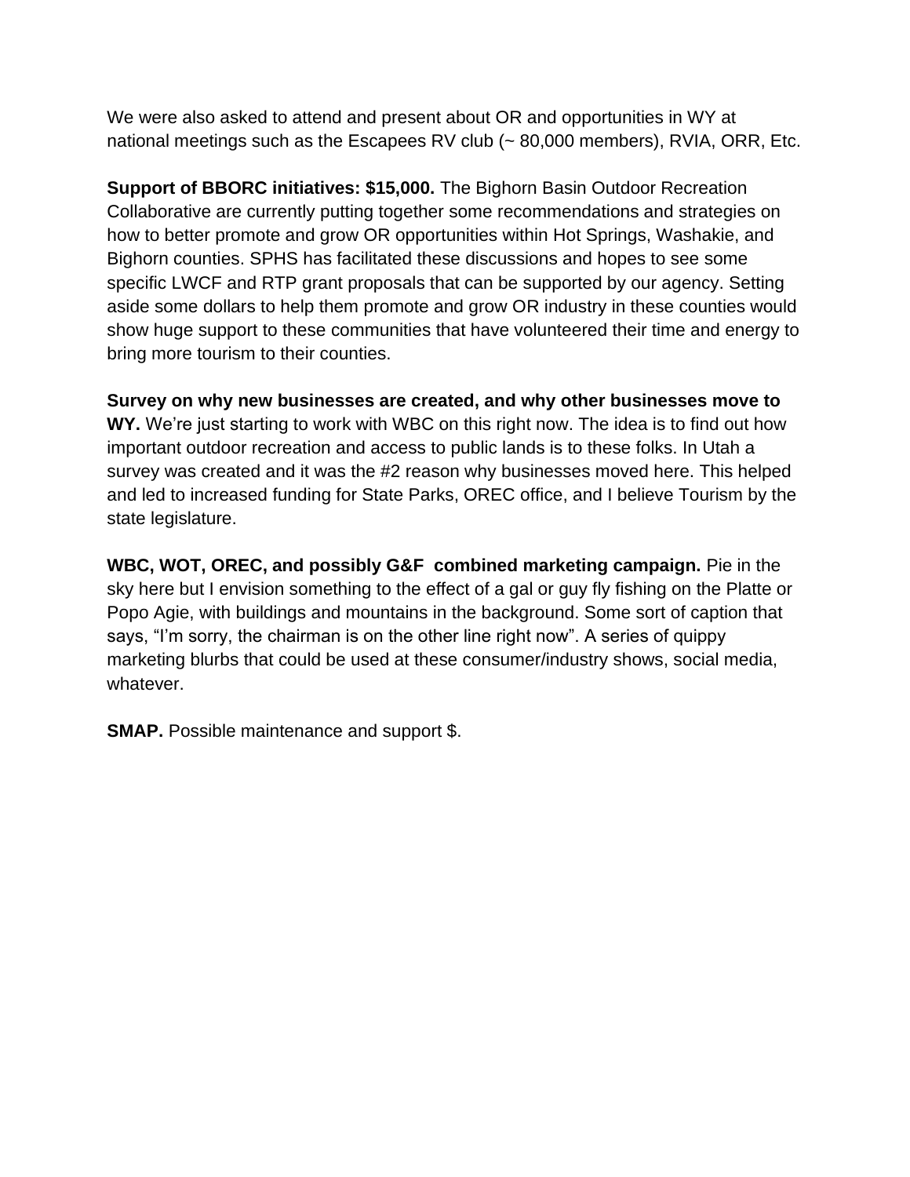We were also asked to attend and present about OR and opportunities in WY at national meetings such as the Escapees RV club (~ 80,000 members), RVIA, ORR, Etc.

**Support of BBORC initiatives: $15,000.** The Bighorn Basin Outdoor Recreation Collaborative are currently putting together some recommendations and strategies on how to better promote and grow OR opportunities within Hot Springs, Washakie, and Bighorn counties. SPHS has facilitated these discussions and hopes to see some specific LWCF and RTP grant proposals that can be supported by our agency. Setting aside some dollars to help them promote and grow OR industry in these counties would show huge support to these communities that have volunteered their time and energy to bring more tourism to their counties.

**Survey on why new businesses are created, and why other businesses move to WY.** We're just starting to work with WBC on this right now. The idea is to find out how important outdoor recreation and access to public lands is to these folks. In Utah a survey was created and it was the #2 reason why businesses moved here. This helped and led to increased funding for State Parks, OREC office, and I believe Tourism by the state legislature.

**WBC, WOT, OREC, and possibly G&F combined marketing campaign.** Pie in the sky here but I envision something to the effect of a gal or guy fly fishing on the Platte or Popo Agie, with buildings and mountains in the background. Some sort of caption that says, "I'm sorry, the chairman is on the other line right now". A series of quippy marketing blurbs that could be used at these consumer/industry shows, social media, whatever.

**SMAP.** Possible maintenance and support $.